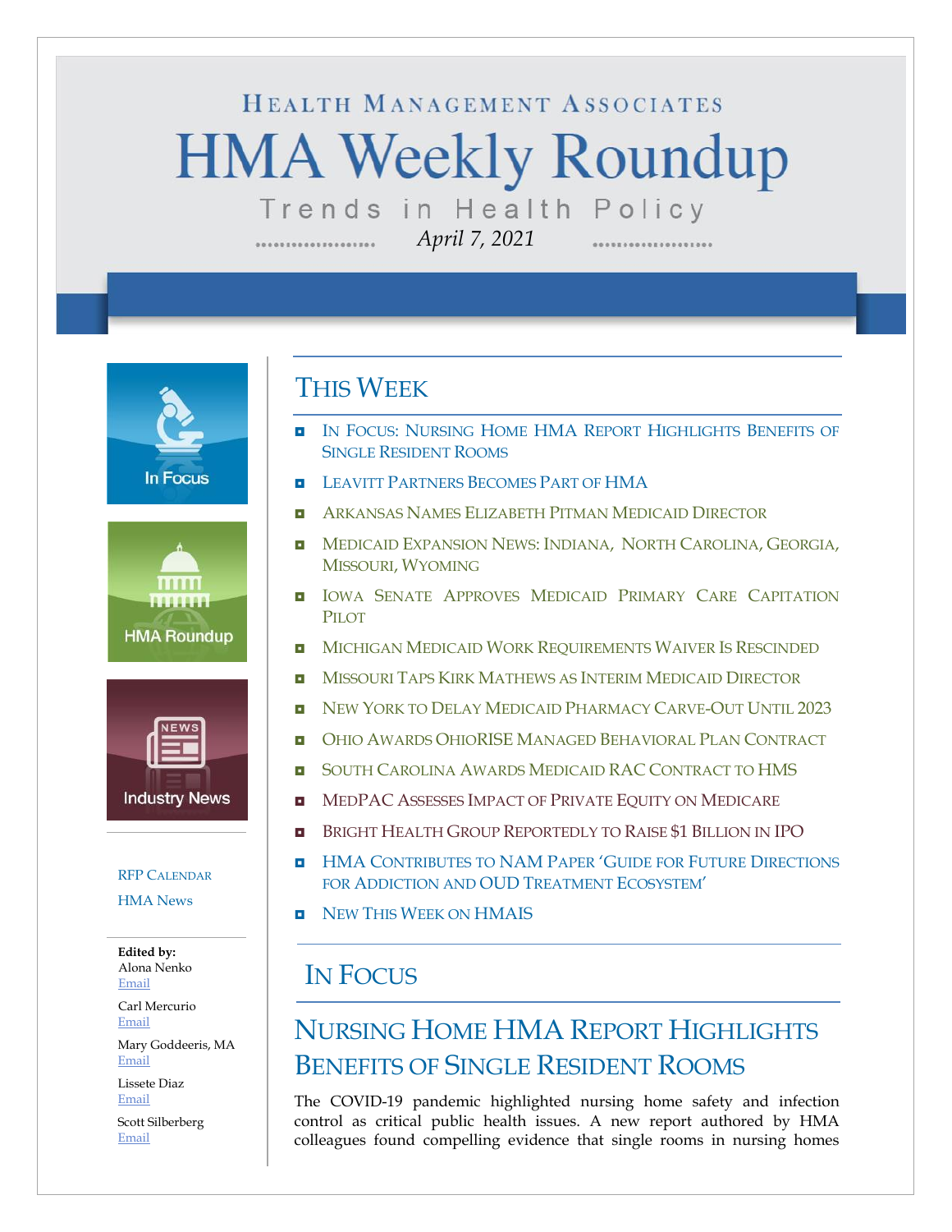HEALTH MANAGEMENT ASSOCIATES

# HMA Weekly Roundup

Trends in Health Policy

*April 7, 2021*

In Focus

HMA Roundup

Industry News

RFP CALENDAR

HMA News

**Edited by:**

Alona Nenko
Email

Carl Mercurio
Email

Mary Goddeeris, MA
Email

Lissete Diaz
Email

Scott Silberberg
Email

## THIS WEEK

- IN FOCUS: NURSING HOME HMA REPORT HIGHLIGHTS BENEFITS OF SINGLE RESIDENT ROOMS
- LEAVITT PARTNERS BECOMES PART OF HMA
- ARKANSAS NAMES ELIZABETH PITMAN MEDICAID DIRECTOR
- MEDICAID EXPANSION NEWS: INDIANA, NORTH CAROLINA, GEORGIA, MISSOURI, WYOMING
- IOWA SENATE APPROVES MEDICAID PRIMARY CARE CAPITATION PILOT
- MICHIGAN MEDICAID WORK REQUIREMENTS WAIVER IS RESCINDED
- MISSOURI TAPS KIRK MATHEWS AS INTERIM MEDICAID DIRECTOR
- NEW YORK TO DELAY MEDICAID PHARMACY CARVE-OUT UNTIL 2023
- OHIO AWARDS OHIORISE MANAGED BEHAVIORAL PLAN CONTRACT
- SOUTH CAROLINA AWARDS MEDICAID RAC CONTRACT TO HMS
- MEDPAC ASSESSES IMPACT OF PRIVATE EQUITY ON MEDICARE
- BRIGHT HEALTH GROUP REPORTEDLY TO RAISE $1 BILLION IN IPO
- HMA CONTRIBUTES TO NAM PAPER 'GUIDE FOR FUTURE DIRECTIONS FOR ADDICTION AND OUD TREATMENT ECOSYSTEM'
- NEW THIS WEEK ON HMAIS

## IN FOCUS

## NURSING HOME HMA REPORT HIGHLIGHTS BENEFITS OF SINGLE RESIDENT ROOMS

The COVID-19 pandemic highlighted nursing home safety and infection control as critical public health issues. A new report authored by HMA colleagues found compelling evidence that single rooms in nursing homes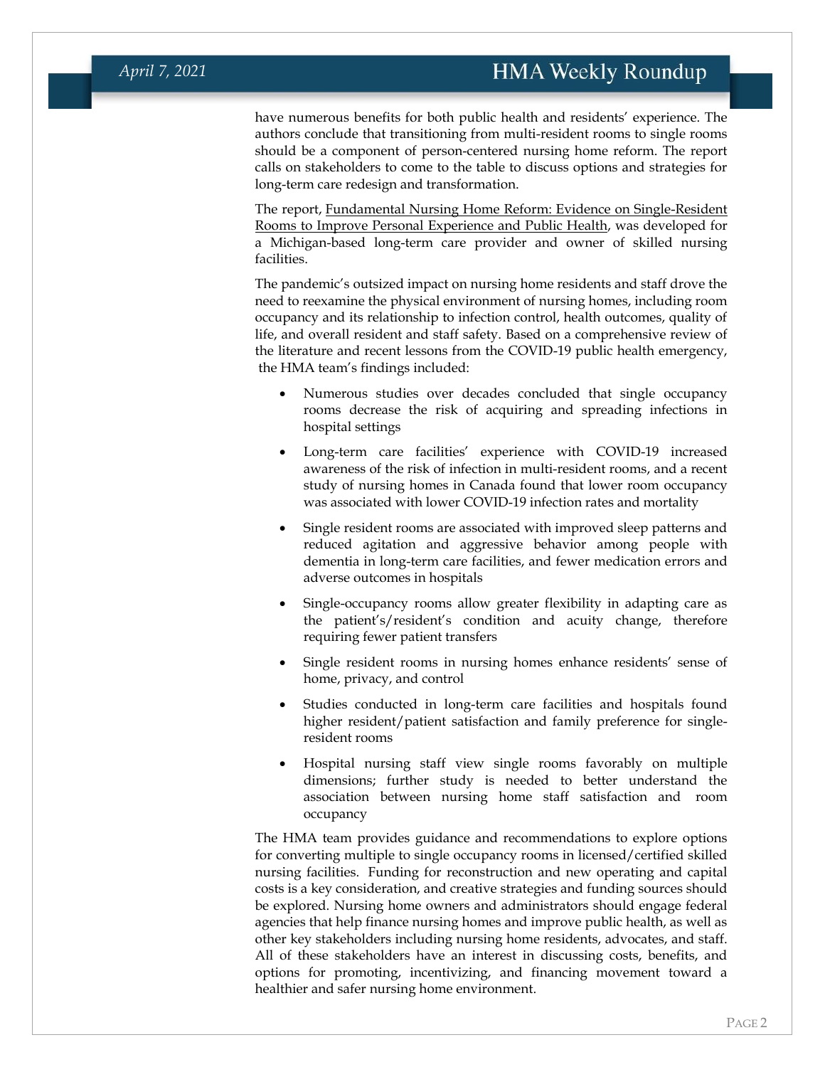have numerous benefits for both public health and residents' experience. The authors conclude that transitioning from multi-resident rooms to single rooms should be a component of person-centered nursing home reform. The report calls on stakeholders to come to the table to discuss options and strategies for long-term care redesign and transformation.

The report, Fundamental Nursing Home Reform: Evidence on Single-Resident Rooms to Improve Personal Experience and Public Health, was developed for a Michigan-based long-term care provider and owner of skilled nursing facilities.

The pandemic's outsized impact on nursing home residents and staff drove the need to reexamine the physical environment of nursing homes, including room occupancy and its relationship to infection control, health outcomes, quality of life, and overall resident and staff safety. Based on a comprehensive review of the literature and recent lessons from the COVID-19 public health emergency, the HMA team's findings included:

- Numerous studies over decades concluded that single occupancy rooms decrease the risk of acquiring and spreading infections in hospital settings
- Long-term care facilities' experience with COVID-19 increased awareness of the risk of infection in multi-resident rooms, and a recent study of nursing homes in Canada found that lower room occupancy was associated with lower COVID-19 infection rates and mortality
- Single resident rooms are associated with improved sleep patterns and reduced agitation and aggressive behavior among people with dementia in long-term care facilities, and fewer medication errors and adverse outcomes in hospitals
- Single-occupancy rooms allow greater flexibility in adapting care as the patient's/resident's condition and acuity change, therefore requiring fewer patient transfers
- Single resident rooms in nursing homes enhance residents' sense of home, privacy, and control
- Studies conducted in long-term care facilities and hospitals found higher resident/patient satisfaction and family preference for single-resident rooms
- Hospital nursing staff view single rooms favorably on multiple dimensions; further study is needed to better understand the association between nursing home staff satisfaction and room occupancy

The HMA team provides guidance and recommendations to explore options for converting multiple to single occupancy rooms in licensed/certified skilled nursing facilities. Funding for reconstruction and new operating and capital costs is a key consideration, and creative strategies and funding sources should be explored. Nursing home owners and administrators should engage federal agencies that help finance nursing homes and improve public health, as well as other key stakeholders including nursing home residents, advocates, and staff. All of these stakeholders have an interest in discussing costs, benefits, and options for promoting, incentivizing, and financing movement toward a healthier and safer nursing home environment.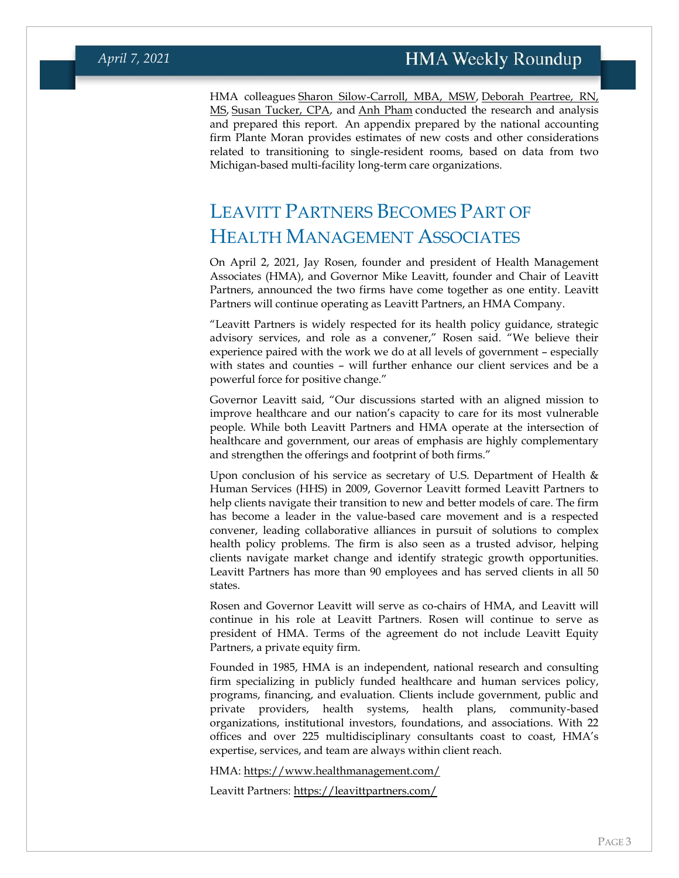HMA colleagues Sharon Silow-Carroll, MBA, MSW, Deborah Peartree, RN, MS, Susan Tucker, CPA, and Anh Pham conducted the research and analysis and prepared this report. An appendix prepared by the national accounting firm Plante Moran provides estimates of new costs and other considerations related to transitioning to single-resident rooms, based on data from two Michigan-based multi-facility long-term care organizations.

# Leavitt Partners Becomes Part of Health Management Associates

On April 2, 2021, Jay Rosen, founder and president of Health Management Associates (HMA), and Governor Mike Leavitt, founder and Chair of Leavitt Partners, announced the two firms have come together as one entity. Leavitt Partners will continue operating as Leavitt Partners, an HMA Company.

"Leavitt Partners is widely respected for its health policy guidance, strategic advisory services, and role as a convener," Rosen said. "We believe their experience paired with the work we do at all levels of government – especially with states and counties – will further enhance our client services and be a powerful force for positive change."

Governor Leavitt said, "Our discussions started with an aligned mission to improve healthcare and our nation's capacity to care for its most vulnerable people. While both Leavitt Partners and HMA operate at the intersection of healthcare and government, our areas of emphasis are highly complementary and strengthen the offerings and footprint of both firms."

Upon conclusion of his service as secretary of U.S. Department of Health & Human Services (HHS) in 2009, Governor Leavitt formed Leavitt Partners to help clients navigate their transition to new and better models of care. The firm has become a leader in the value-based care movement and is a respected convener, leading collaborative alliances in pursuit of solutions to complex health policy problems. The firm is also seen as a trusted advisor, helping clients navigate market change and identify strategic growth opportunities. Leavitt Partners has more than 90 employees and has served clients in all 50 states.

Rosen and Governor Leavitt will serve as co-chairs of HMA, and Leavitt will continue in his role at Leavitt Partners. Rosen will continue to serve as president of HMA. Terms of the agreement do not include Leavitt Equity Partners, a private equity firm.

Founded in 1985, HMA is an independent, national research and consulting firm specializing in publicly funded healthcare and human services policy, programs, financing, and evaluation. Clients include government, public and private providers, health systems, health plans, community-based organizations, institutional investors, foundations, and associations. With 22 offices and over 225 multidisciplinary consultants coast to coast, HMA's expertise, services, and team are always within client reach.

HMA: https://www.healthmanagement.com/

Leavitt Partners: https://leavittpartners.com/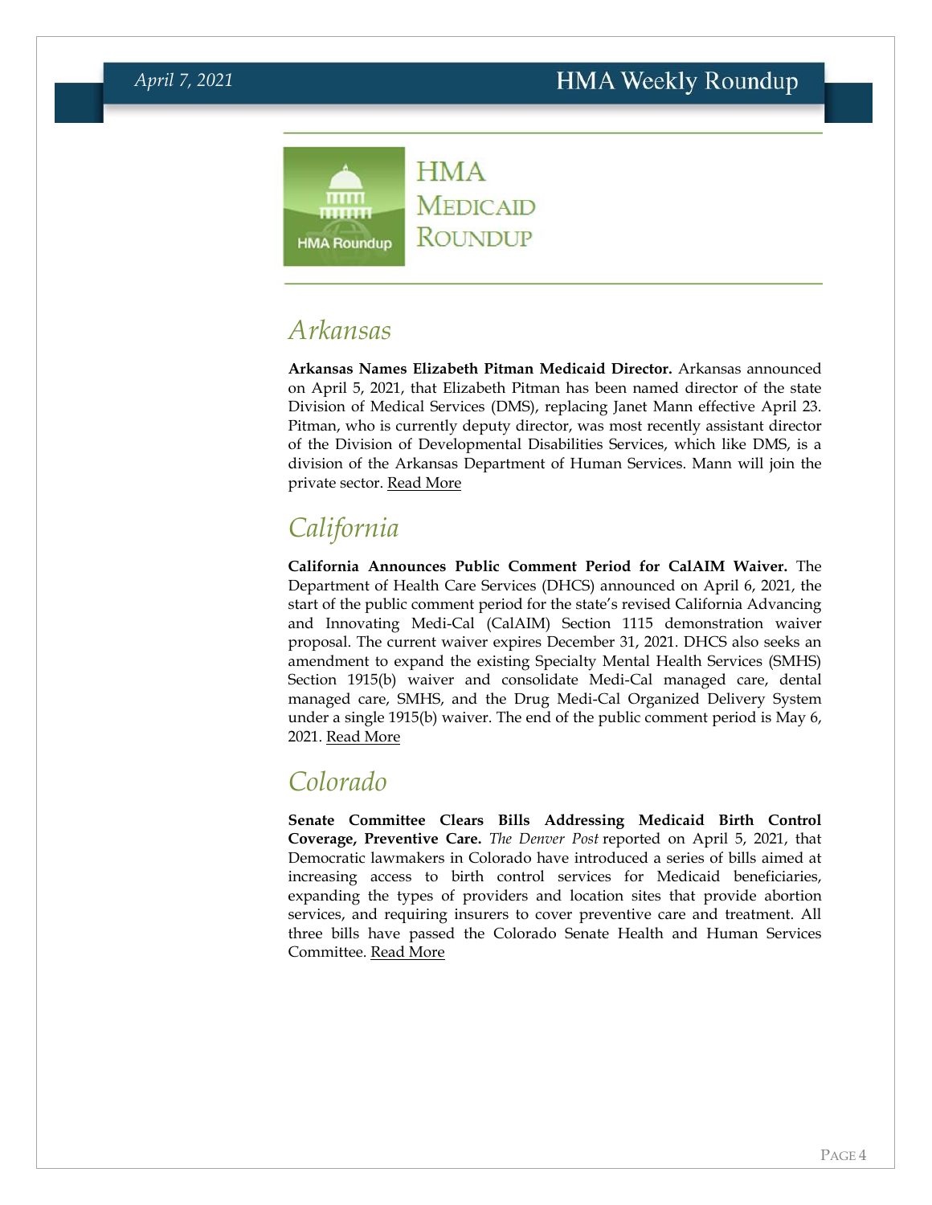# HMA Medicaid Roundup

## *Arkansas*

**Arkansas Names Elizabeth Pitman Medicaid Director.** Arkansas announced on April 5, 2021, that Elizabeth Pitman has been named director of the state Division of Medical Services (DMS), replacing Janet Mann effective April 23. Pitman, who is currently deputy director, was most recently assistant director of the Division of Developmental Disabilities Services, which like DMS, is a division of the Arkansas Department of Human Services. Mann will join the private sector. Read More

## *California*

**California Announces Public Comment Period for CalAIM Waiver.** The Department of Health Care Services (DHCS) announced on April 6, 2021, the start of the public comment period for the state's revised California Advancing and Innovating Medi-Cal (CalAIM) Section 1115 demonstration waiver proposal. The current waiver expires December 31, 2021. DHCS also seeks an amendment to expand the existing Specialty Mental Health Services (SMHS) Section 1915(b) waiver and consolidate Medi-Cal managed care, dental managed care, SMHS, and the Drug Medi-Cal Organized Delivery System under a single 1915(b) waiver. The end of the public comment period is May 6, 2021. Read More

## *Colorado*

**Senate Committee Clears Bills Addressing Medicaid Birth Control Coverage, Preventive Care.** *The Denver Post* reported on April 5, 2021, that Democratic lawmakers in Colorado have introduced a series of bills aimed at increasing access to birth control services for Medicaid beneficiaries, expanding the types of providers and location sites that provide abortion services, and requiring insurers to cover preventive care and treatment. All three bills have passed the Colorado Senate Health and Human Services Committee. Read More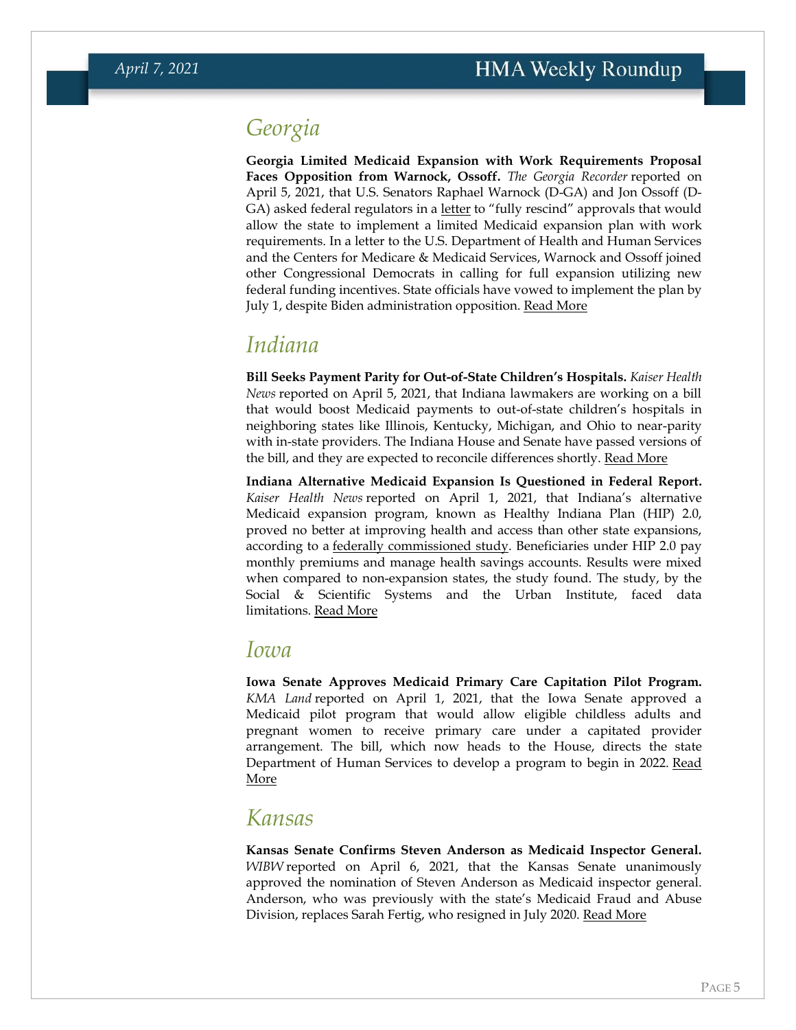## Georgia

**Georgia Limited Medicaid Expansion with Work Requirements Proposal Faces Opposition from Warnock, Ossoff.** *The Georgia Recorder* reported on April 5, 2021, that U.S. Senators Raphael Warnock (D-GA) and Jon Ossoff (D-GA) asked federal regulators in a letter to "fully rescind" approvals that would allow the state to implement a limited Medicaid expansion plan with work requirements. In a letter to the U.S. Department of Health and Human Services and the Centers for Medicare & Medicaid Services, Warnock and Ossoff joined other Congressional Democrats in calling for full expansion utilizing new federal funding incentives. State officials have vowed to implement the plan by July 1, despite Biden administration opposition. Read More

## Indiana

**Bill Seeks Payment Parity for Out-of-State Children's Hospitals.** *Kaiser Health News* reported on April 5, 2021, that Indiana lawmakers are working on a bill that would boost Medicaid payments to out-of-state children's hospitals in neighboring states like Illinois, Kentucky, Michigan, and Ohio to near-parity with in-state providers. The Indiana House and Senate have passed versions of the bill, and they are expected to reconcile differences shortly. Read More

**Indiana Alternative Medicaid Expansion Is Questioned in Federal Report.** *Kaiser Health News* reported on April 1, 2021, that Indiana's alternative Medicaid expansion program, known as Healthy Indiana Plan (HIP) 2.0, proved no better at improving health and access than other state expansions, according to a federally commissioned study. Beneficiaries under HIP 2.0 pay monthly premiums and manage health savings accounts. Results were mixed when compared to non-expansion states, the study found. The study, by the Social & Scientific Systems and the Urban Institute, faced data limitations. Read More

## Iowa

**Iowa Senate Approves Medicaid Primary Care Capitation Pilot Program.** *KMA Land* reported on April 1, 2021, that the Iowa Senate approved a Medicaid pilot program that would allow eligible childless adults and pregnant women to receive primary care under a capitated provider arrangement. The bill, which now heads to the House, directs the state Department of Human Services to develop a program to begin in 2022. Read More

## Kansas

**Kansas Senate Confirms Steven Anderson as Medicaid Inspector General.** *WIBW* reported on April 6, 2021, that the Kansas Senate unanimously approved the nomination of Steven Anderson as Medicaid inspector general. Anderson, who was previously with the state's Medicaid Fraud and Abuse Division, replaces Sarah Fertig, who resigned in July 2020. Read More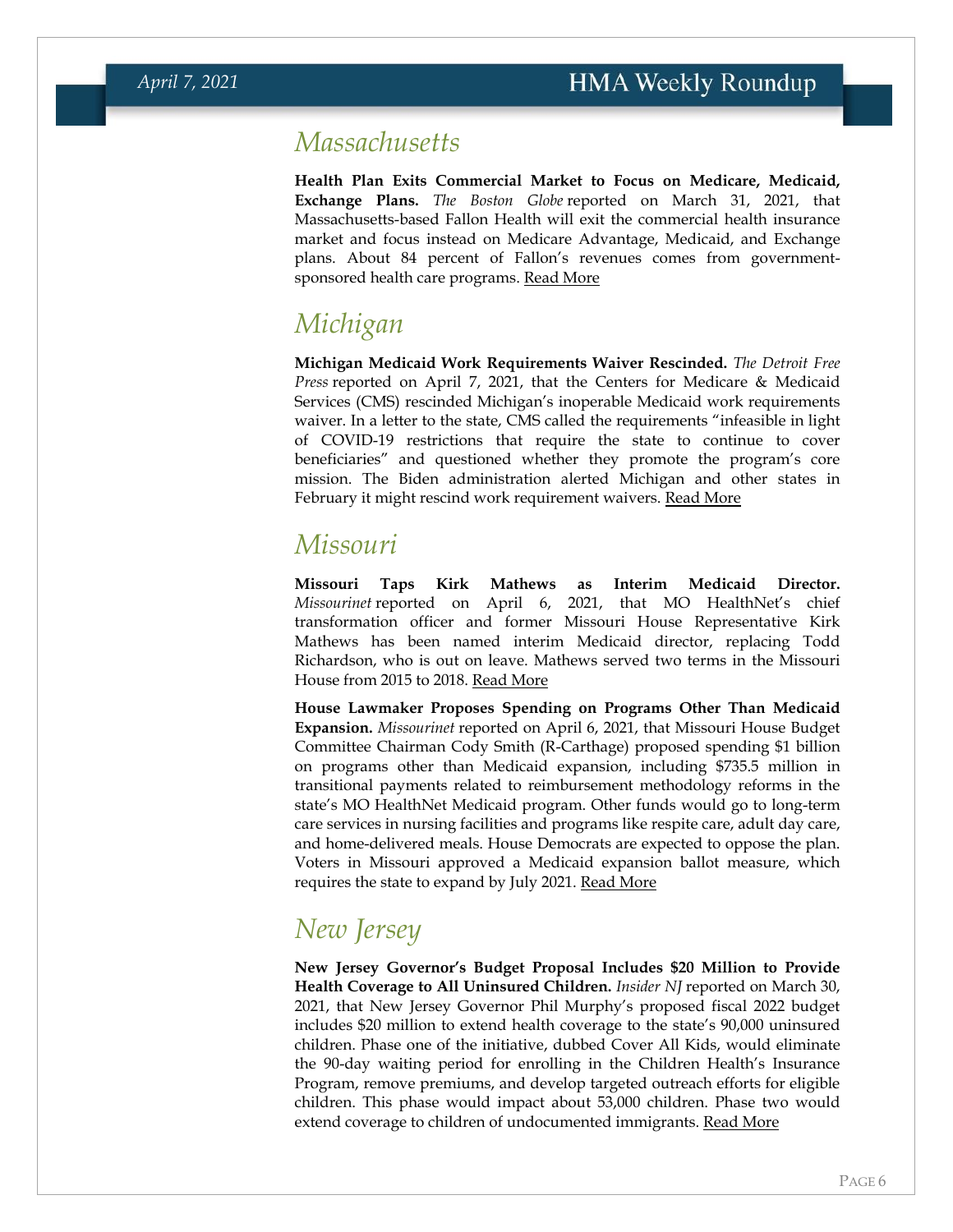## Massachusetts

**Health Plan Exits Commercial Market to Focus on Medicare, Medicaid, Exchange Plans.** *The Boston Globe* reported on March 31, 2021, that Massachusetts-based Fallon Health will exit the commercial health insurance market and focus instead on Medicare Advantage, Medicaid, and Exchange plans. About 84 percent of Fallon's revenues comes from government-sponsored health care programs. Read More

## Michigan

**Michigan Medicaid Work Requirements Waiver Rescinded.** *The Detroit Free Press* reported on April 7, 2021, that the Centers for Medicare & Medicaid Services (CMS) rescinded Michigan's inoperable Medicaid work requirements waiver. In a letter to the state, CMS called the requirements "infeasible in light of COVID-19 restrictions that require the state to continue to cover beneficiaries" and questioned whether they promote the program's core mission. The Biden administration alerted Michigan and other states in February it might rescind work requirement waivers. Read More

## Missouri

**Missouri Taps Kirk Mathews as Interim Medicaid Director.** *Missourinet* reported on April 6, 2021, that MO HealthNet's chief transformation officer and former Missouri House Representative Kirk Mathews has been named interim Medicaid director, replacing Todd Richardson, who is out on leave. Mathews served two terms in the Missouri House from 2015 to 2018. Read More

**House Lawmaker Proposes Spending on Programs Other Than Medicaid Expansion.** *Missourinet* reported on April 6, 2021, that Missouri House Budget Committee Chairman Cody Smith (R-Carthage) proposed spending $1 billion on programs other than Medicaid expansion, including $735.5 million in transitional payments related to reimbursement methodology reforms in the state's MO HealthNet Medicaid program. Other funds would go to long-term care services in nursing facilities and programs like respite care, adult day care, and home-delivered meals. House Democrats are expected to oppose the plan. Voters in Missouri approved a Medicaid expansion ballot measure, which requires the state to expand by July 2021. Read More

## New Jersey

**New Jersey Governor's Budget Proposal Includes $20 Million to Provide Health Coverage to All Uninsured Children.** *Insider NJ* reported on March 30, 2021, that New Jersey Governor Phil Murphy's proposed fiscal 2022 budget includes $20 million to extend health coverage to the state's 90,000 uninsured children. Phase one of the initiative, dubbed Cover All Kids, would eliminate the 90-day waiting period for enrolling in the Children Health's Insurance Program, remove premiums, and develop targeted outreach efforts for eligible children. This phase would impact about 53,000 children. Phase two would extend coverage to children of undocumented immigrants. Read More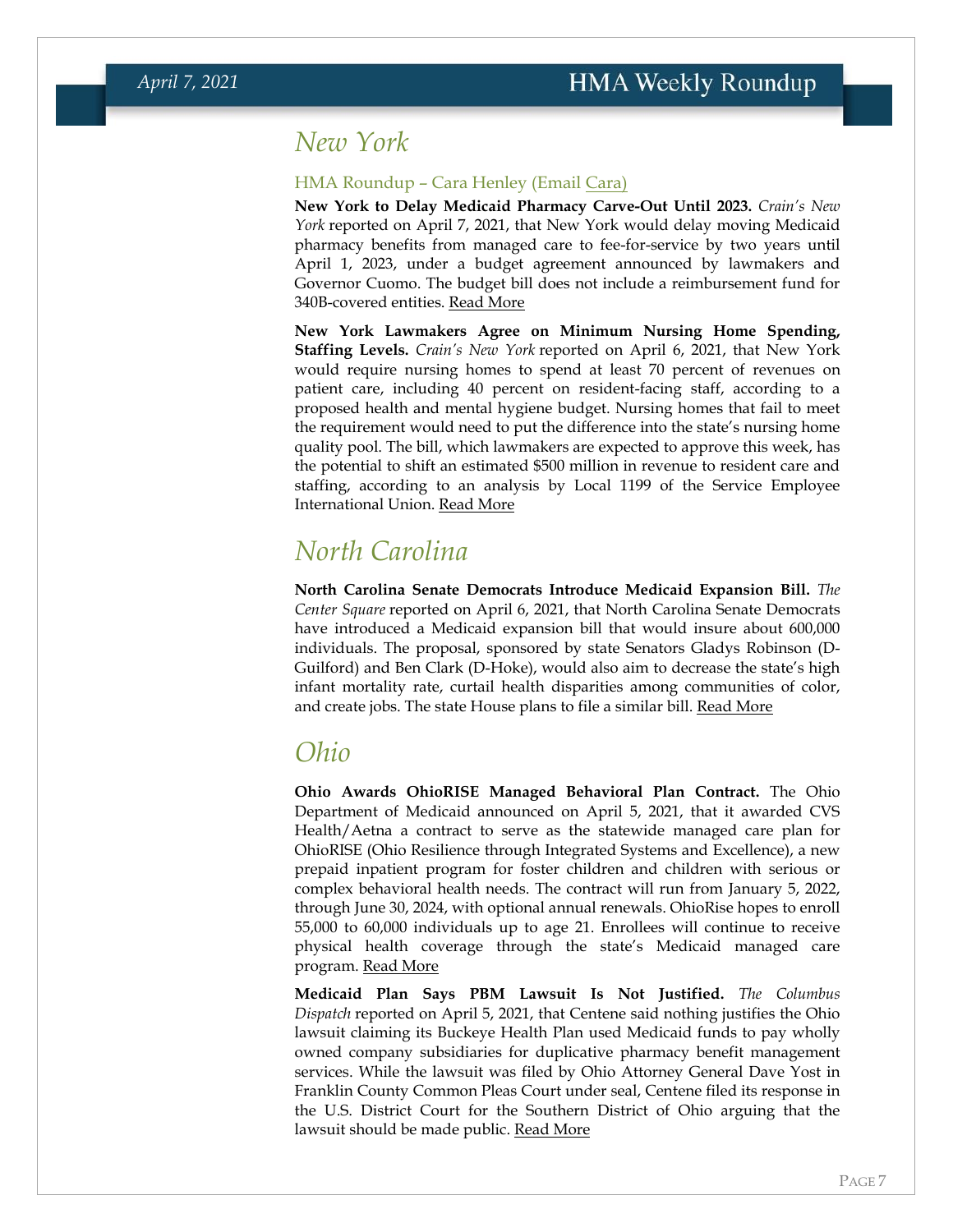## *New York*

### HMA Roundup – Cara Henley (Email Cara)

**New York to Delay Medicaid Pharmacy Carve-Out Until 2023.** *Crain's New York* reported on April 7, 2021, that New York would delay moving Medicaid pharmacy benefits from managed care to fee-for-service by two years until April 1, 2023, under a budget agreement announced by lawmakers and Governor Cuomo. The budget bill does not include a reimbursement fund for 340B-covered entities. Read More

**New York Lawmakers Agree on Minimum Nursing Home Spending, Staffing Levels.** *Crain's New York* reported on April 6, 2021, that New York would require nursing homes to spend at least 70 percent of revenues on patient care, including 40 percent on resident-facing staff, according to a proposed health and mental hygiene budget. Nursing homes that fail to meet the requirement would need to put the difference into the state's nursing home quality pool. The bill, which lawmakers are expected to approve this week, has the potential to shift an estimated $500 million in revenue to resident care and staffing, according to an analysis by Local 1199 of the Service Employee International Union. Read More

## *North Carolina*

**North Carolina Senate Democrats Introduce Medicaid Expansion Bill.** *The Center Square* reported on April 6, 2021, that North Carolina Senate Democrats have introduced a Medicaid expansion bill that would insure about 600,000 individuals. The proposal, sponsored by state Senators Gladys Robinson (D-Guilford) and Ben Clark (D-Hoke), would also aim to decrease the state's high infant mortality rate, curtail health disparities among communities of color, and create jobs. The state House plans to file a similar bill. Read More

## *Ohio*

**Ohio Awards OhioRISE Managed Behavioral Plan Contract.** The Ohio Department of Medicaid announced on April 5, 2021, that it awarded CVS Health/Aetna a contract to serve as the statewide managed care plan for OhioRISE (Ohio Resilience through Integrated Systems and Excellence), a new prepaid inpatient program for foster children and children with serious or complex behavioral health needs. The contract will run from January 5, 2022, through June 30, 2024, with optional annual renewals. OhioRise hopes to enroll 55,000 to 60,000 individuals up to age 21. Enrollees will continue to receive physical health coverage through the state's Medicaid managed care program. Read More

**Medicaid Plan Says PBM Lawsuit Is Not Justified.** *The Columbus Dispatch* reported on April 5, 2021, that Centene said nothing justifies the Ohio lawsuit claiming its Buckeye Health Plan used Medicaid funds to pay wholly owned company subsidiaries for duplicative pharmacy benefit management services. While the lawsuit was filed by Ohio Attorney General Dave Yost in Franklin County Common Pleas Court under seal, Centene filed its response in the U.S. District Court for the Southern District of Ohio arguing that the lawsuit should be made public. Read More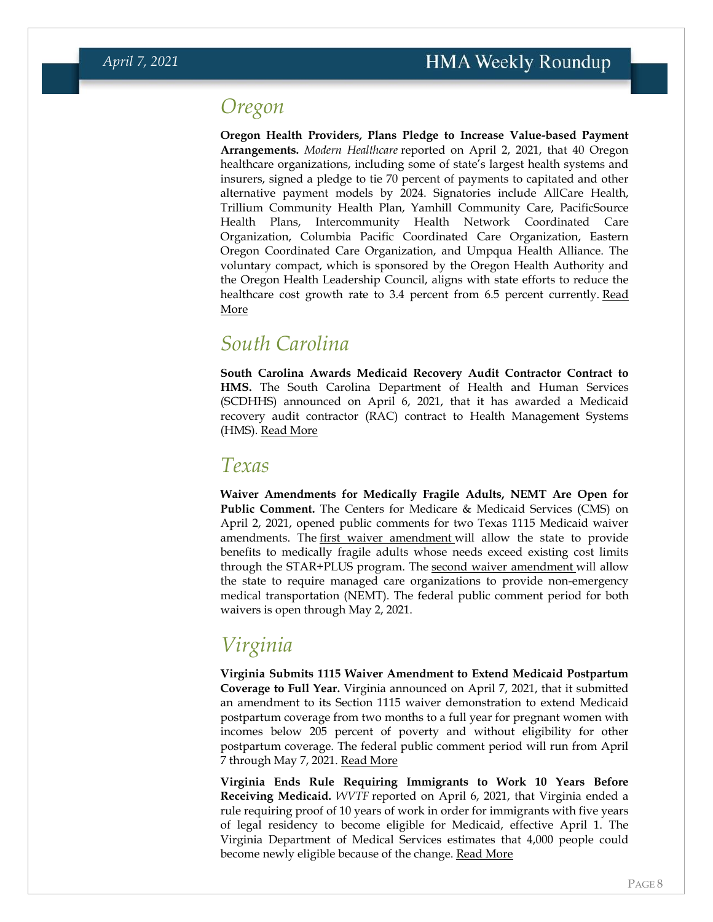## Oregon

**Oregon Health Providers, Plans Pledge to Increase Value-based Payment Arrangements.** *Modern Healthcare* reported on April 2, 2021, that 40 Oregon healthcare organizations, including some of state's largest health systems and insurers, signed a pledge to tie 70 percent of payments to capitated and other alternative payment models by 2024. Signatories include AllCare Health, Trillium Community Health Plan, Yamhill Community Care, PacificSource Health Plans, Intercommunity Health Network Coordinated Care Organization, Columbia Pacific Coordinated Care Organization, Eastern Oregon Coordinated Care Organization, and Umpqua Health Alliance. The voluntary compact, which is sponsored by the Oregon Health Authority and the Oregon Health Leadership Council, aligns with state efforts to reduce the healthcare cost growth rate to 3.4 percent from 6.5 percent currently. Read More

## South Carolina

**South Carolina Awards Medicaid Recovery Audit Contractor Contract to HMS.** The South Carolina Department of Health and Human Services (SCDHHS) announced on April 6, 2021, that it has awarded a Medicaid recovery audit contractor (RAC) contract to Health Management Systems (HMS). Read More

## Texas

**Waiver Amendments for Medically Fragile Adults, NEMT Are Open for Public Comment.** The Centers for Medicare & Medicaid Services (CMS) on April 2, 2021, opened public comments for two Texas 1115 Medicaid waiver amendments. The first waiver amendment will allow the state to provide benefits to medically fragile adults whose needs exceed existing cost limits through the STAR+PLUS program. The second waiver amendment will allow the state to require managed care organizations to provide non-emergency medical transportation (NEMT). The federal public comment period for both waivers is open through May 2, 2021.

## Virginia

**Virginia Submits 1115 Waiver Amendment to Extend Medicaid Postpartum Coverage to Full Year.** Virginia announced on April 7, 2021, that it submitted an amendment to its Section 1115 waiver demonstration to extend Medicaid postpartum coverage from two months to a full year for pregnant women with incomes below 205 percent of poverty and without eligibility for other postpartum coverage. The federal public comment period will run from April 7 through May 7, 2021. Read More

**Virginia Ends Rule Requiring Immigrants to Work 10 Years Before Receiving Medicaid.** *WVTF* reported on April 6, 2021, that Virginia ended a rule requiring proof of 10 years of work in order for immigrants with five years of legal residency to become eligible for Medicaid, effective April 1. The Virginia Department of Medical Services estimates that 4,000 people could become newly eligible because of the change. Read More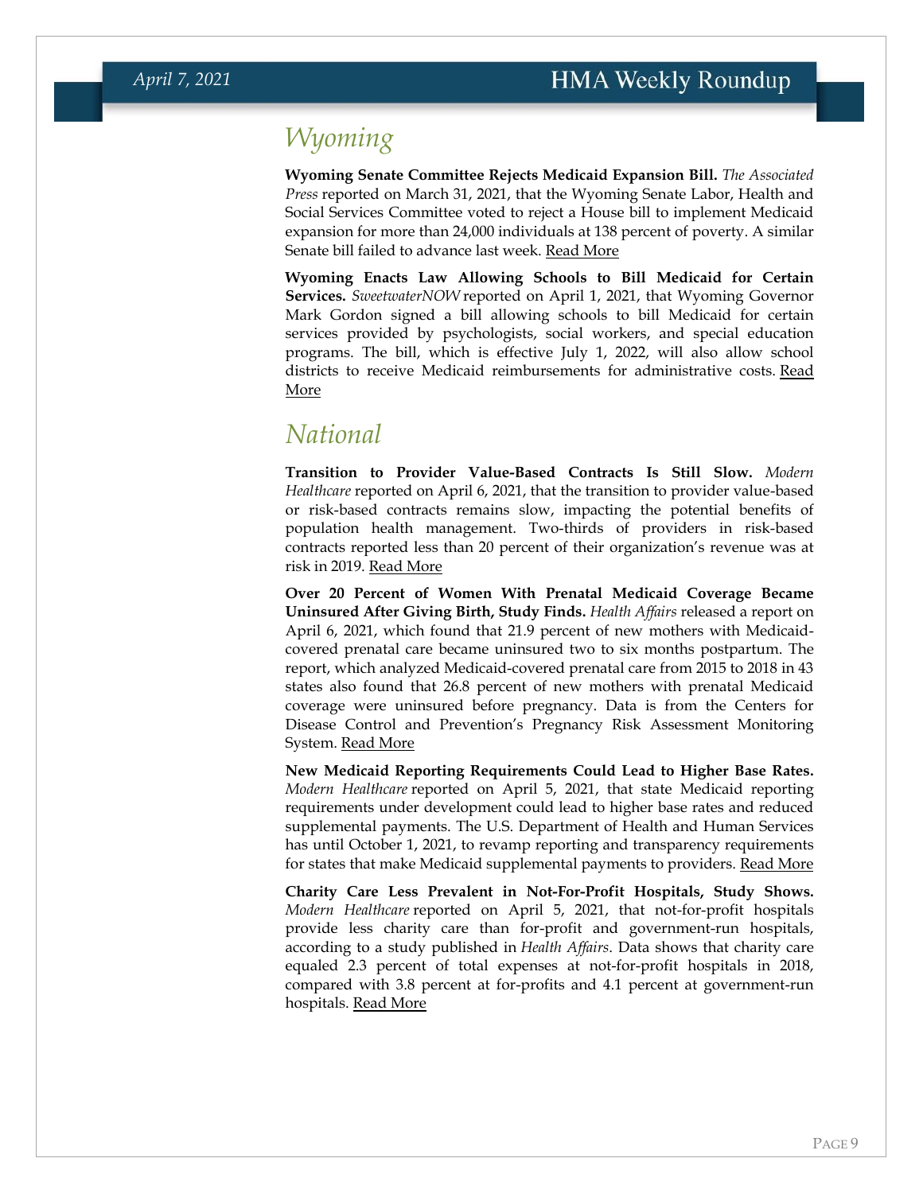## Wyoming

**Wyoming Senate Committee Rejects Medicaid Expansion Bill.** *The Associated Press* reported on March 31, 2021, that the Wyoming Senate Labor, Health and Social Services Committee voted to reject a House bill to implement Medicaid expansion for more than 24,000 individuals at 138 percent of poverty. A similar Senate bill failed to advance last week. Read More

**Wyoming Enacts Law Allowing Schools to Bill Medicaid for Certain Services.** *SweetwaterNOW* reported on April 1, 2021, that Wyoming Governor Mark Gordon signed a bill allowing schools to bill Medicaid for certain services provided by psychologists, social workers, and special education programs. The bill, which is effective July 1, 2022, will also allow school districts to receive Medicaid reimbursements for administrative costs. Read More

## National

**Transition to Provider Value-Based Contracts Is Still Slow.** *Modern Healthcare* reported on April 6, 2021, that the transition to provider value-based or risk-based contracts remains slow, impacting the potential benefits of population health management. Two-thirds of providers in risk-based contracts reported less than 20 percent of their organization's revenue was at risk in 2019. Read More

**Over 20 Percent of Women With Prenatal Medicaid Coverage Became Uninsured After Giving Birth, Study Finds.** *Health Affairs* released a report on April 6, 2021, which found that 21.9 percent of new mothers with Medicaid-covered prenatal care became uninsured two to six months postpartum. The report, which analyzed Medicaid-covered prenatal care from 2015 to 2018 in 43 states also found that 26.8 percent of new mothers with prenatal Medicaid coverage were uninsured before pregnancy. Data is from the Centers for Disease Control and Prevention's Pregnancy Risk Assessment Monitoring System. Read More

**New Medicaid Reporting Requirements Could Lead to Higher Base Rates.** *Modern Healthcare* reported on April 5, 2021, that state Medicaid reporting requirements under development could lead to higher base rates and reduced supplemental payments. The U.S. Department of Health and Human Services has until October 1, 2021, to revamp reporting and transparency requirements for states that make Medicaid supplemental payments to providers. Read More

**Charity Care Less Prevalent in Not-For-Profit Hospitals, Study Shows.** *Modern Healthcare* reported on April 5, 2021, that not-for-profit hospitals provide less charity care than for-profit and government-run hospitals, according to a study published in *Health Affairs*. Data shows that charity care equaled 2.3 percent of total expenses at not-for-profit hospitals in 2018, compared with 3.8 percent at for-profits and 4.1 percent at government-run hospitals. Read More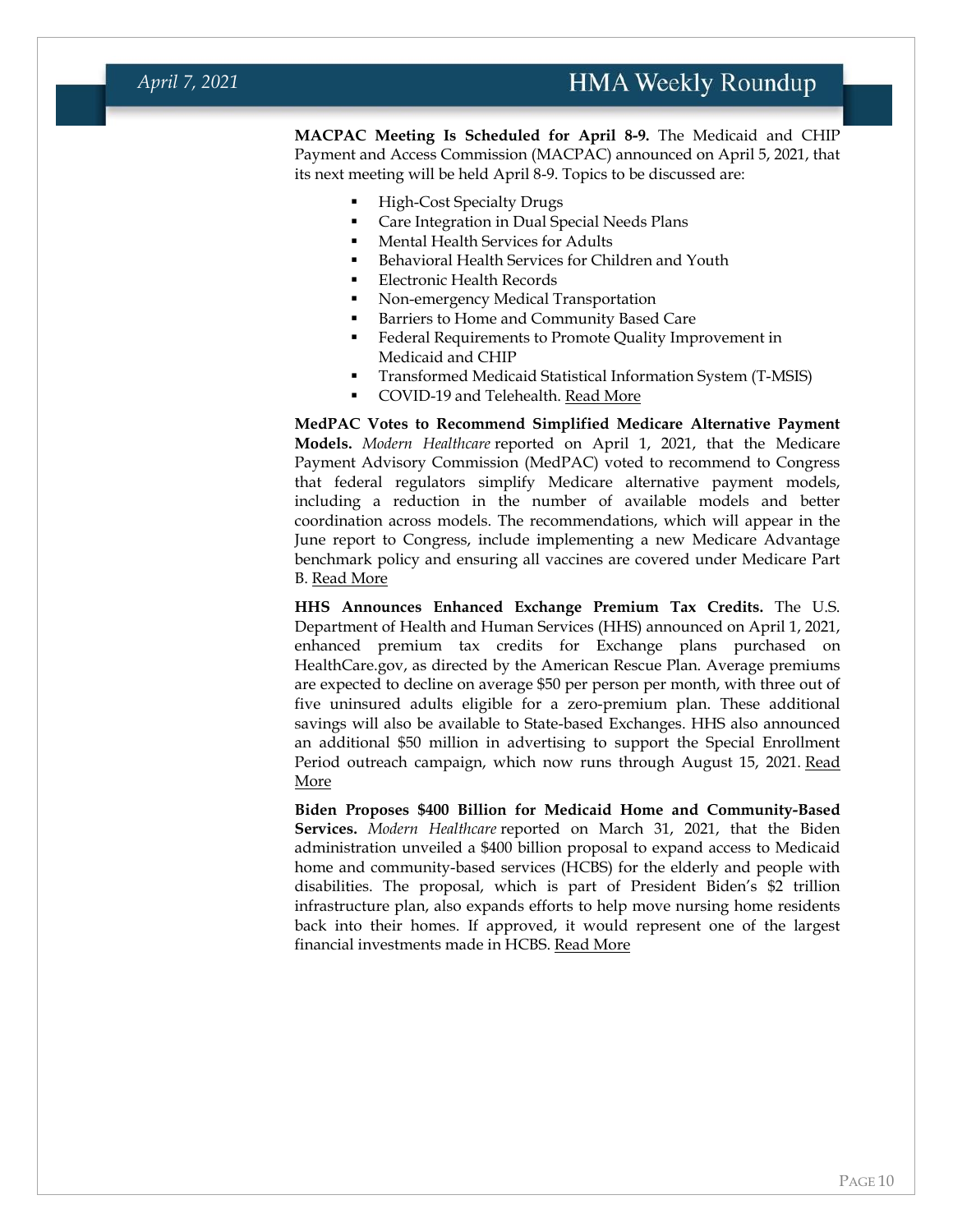**MACPAC Meeting Is Scheduled for April 8-9.** The Medicaid and CHIP Payment and Access Commission (MACPAC) announced on April 5, 2021, that its next meeting will be held April 8-9. Topics to be discussed are:

- High-Cost Specialty Drugs
- Care Integration in Dual Special Needs Plans
- Mental Health Services for Adults
- Behavioral Health Services for Children and Youth
- Electronic Health Records
- Non-emergency Medical Transportation
- Barriers to Home and Community Based Care
- Federal Requirements to Promote Quality Improvement in Medicaid and CHIP
- Transformed Medicaid Statistical Information System (T-MSIS)
- COVID-19 and Telehealth. Read More

**MedPAC Votes to Recommend Simplified Medicare Alternative Payment Models.** *Modern Healthcare* reported on April 1, 2021, that the Medicare Payment Advisory Commission (MedPAC) voted to recommend to Congress that federal regulators simplify Medicare alternative payment models, including a reduction in the number of available models and better coordination across models. The recommendations, which will appear in the June report to Congress, include implementing a new Medicare Advantage benchmark policy and ensuring all vaccines are covered under Medicare Part B. Read More

**HHS Announces Enhanced Exchange Premium Tax Credits.** The U.S. Department of Health and Human Services (HHS) announced on April 1, 2021, enhanced premium tax credits for Exchange plans purchased on HealthCare.gov, as directed by the American Rescue Plan. Average premiums are expected to decline on average $50 per person per month, with three out of five uninsured adults eligible for a zero-premium plan. These additional savings will also be available to State-based Exchanges. HHS also announced an additional $50 million in advertising to support the Special Enrollment Period outreach campaign, which now runs through August 15, 2021. Read More

**Biden Proposes $400 Billion for Medicaid Home and Community-Based Services.** *Modern Healthcare* reported on March 31, 2021, that the Biden administration unveiled a $400 billion proposal to expand access to Medicaid home and community-based services (HCBS) for the elderly and people with disabilities. The proposal, which is part of President Biden's $2 trillion infrastructure plan, also expands efforts to help move nursing home residents back into their homes. If approved, it would represent one of the largest financial investments made in HCBS. Read More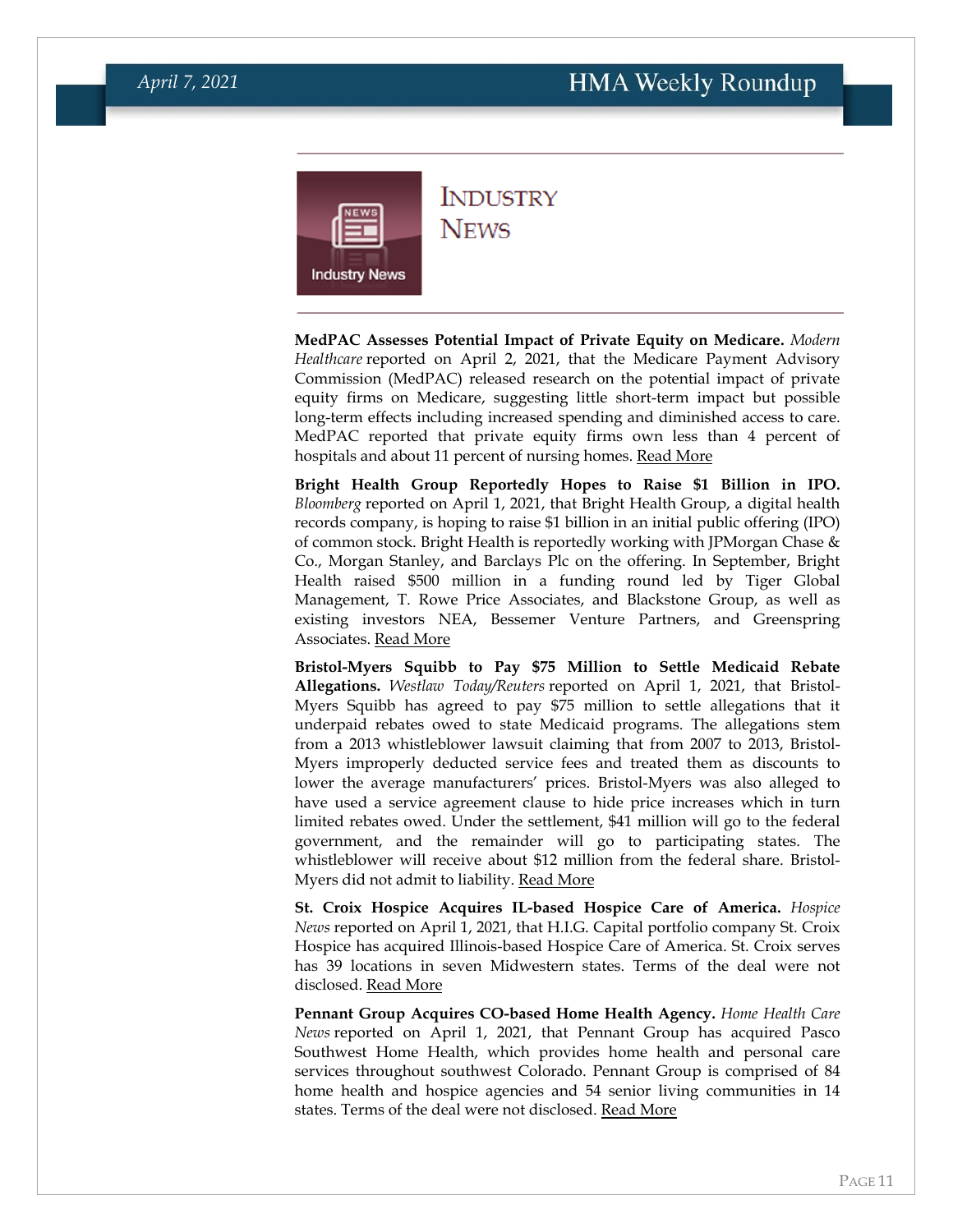# Industry News

**MedPAC Assesses Potential Impact of Private Equity on Medicare.** *Modern Healthcare* reported on April 2, 2021, that the Medicare Payment Advisory Commission (MedPAC) released research on the potential impact of private equity firms on Medicare, suggesting little short-term impact but possible long-term effects including increased spending and diminished access to care. MedPAC reported that private equity firms own less than 4 percent of hospitals and about 11 percent of nursing homes. Read More

**Bright Health Group Reportedly Hopes to Raise $1 Billion in IPO.** *Bloomberg* reported on April 1, 2021, that Bright Health Group, a digital health records company, is hoping to raise $1 billion in an initial public offering (IPO) of common stock. Bright Health is reportedly working with JPMorgan Chase & Co., Morgan Stanley, and Barclays Plc on the offering. In September, Bright Health raised $500 million in a funding round led by Tiger Global Management, T. Rowe Price Associates, and Blackstone Group, as well as existing investors NEA, Bessemer Venture Partners, and Greenspring Associates. Read More

**Bristol-Myers Squibb to Pay $75 Million to Settle Medicaid Rebate Allegations.** *Westlaw Today/Reuters* reported on April 1, 2021, that Bristol-Myers Squibb has agreed to pay $75 million to settle allegations that it underpaid rebates owed to state Medicaid programs. The allegations stem from a 2013 whistleblower lawsuit claiming that from 2007 to 2013, Bristol-Myers improperly deducted service fees and treated them as discounts to lower the average manufacturers' prices. Bristol-Myers was also alleged to have used a service agreement clause to hide price increases which in turn limited rebates owed. Under the settlement, $41 million will go to the federal government, and the remainder will go to participating states. The whistleblower will receive about $12 million from the federal share. Bristol-Myers did not admit to liability. Read More

**St. Croix Hospice Acquires IL-based Hospice Care of America.** *Hospice News* reported on April 1, 2021, that H.I.G. Capital portfolio company St. Croix Hospice has acquired Illinois-based Hospice Care of America. St. Croix serves has 39 locations in seven Midwestern states. Terms of the deal were not disclosed. Read More

**Pennant Group Acquires CO-based Home Health Agency.** *Home Health Care News* reported on April 1, 2021, that Pennant Group has acquired Pasco Southwest Home Health, which provides home health and personal care services throughout southwest Colorado. Pennant Group is comprised of 84 home health and hospice agencies and 54 senior living communities in 14 states. Terms of the deal were not disclosed. Read More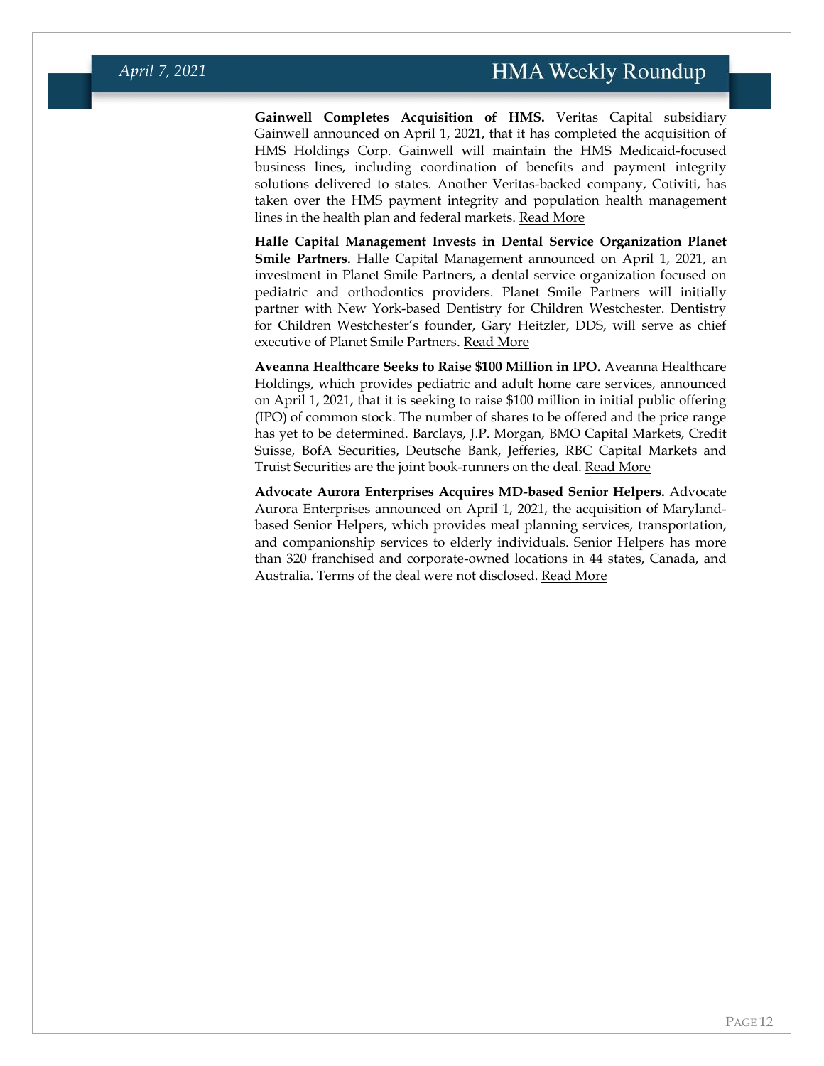**Gainwell Completes Acquisition of HMS.** Veritas Capital subsidiary Gainwell announced on April 1, 2021, that it has completed the acquisition of HMS Holdings Corp. Gainwell will maintain the HMS Medicaid-focused business lines, including coordination of benefits and payment integrity solutions delivered to states. Another Veritas-backed company, Cotiviti, has taken over the HMS payment integrity and population health management lines in the health plan and federal markets. Read More

**Halle Capital Management Invests in Dental Service Organization Planet Smile Partners.** Halle Capital Management announced on April 1, 2021, an investment in Planet Smile Partners, a dental service organization focused on pediatric and orthodontics providers. Planet Smile Partners will initially partner with New York-based Dentistry for Children Westchester. Dentistry for Children Westchester's founder, Gary Heitzler, DDS, will serve as chief executive of Planet Smile Partners. Read More

**Aveanna Healthcare Seeks to Raise $100 Million in IPO.** Aveanna Healthcare Holdings, which provides pediatric and adult home care services, announced on April 1, 2021, that it is seeking to raise $100 million in initial public offering (IPO) of common stock. The number of shares to be offered and the price range has yet to be determined. Barclays, J.P. Morgan, BMO Capital Markets, Credit Suisse, BofA Securities, Deutsche Bank, Jefferies, RBC Capital Markets and Truist Securities are the joint book-runners on the deal. Read More

**Advocate Aurora Enterprises Acquires MD-based Senior Helpers.** Advocate Aurora Enterprises announced on April 1, 2021, the acquisition of Maryland-based Senior Helpers, which provides meal planning services, transportation, and companionship services to elderly individuals. Senior Helpers has more than 320 franchised and corporate-owned locations in 44 states, Canada, and Australia. Terms of the deal were not disclosed. Read More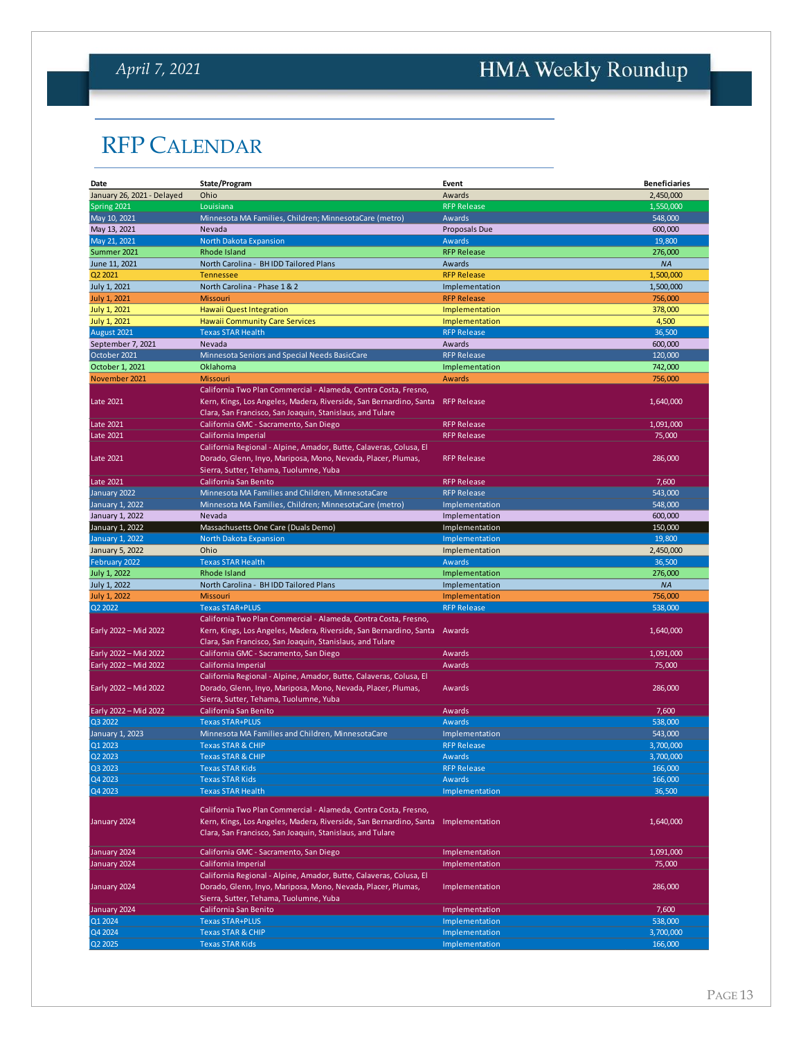# RFP Calendar

| Date | State/Program | Event | Beneficiaries |
|---|---|---|---|
| January 26, 2021 - Delayed | Ohio | Awards | 2,450,000 |
| Spring 2021 | Louisiana | RFP Release | 1,550,000 |
| May 10, 2021 | Minnesota MA Families, Children; MinnesotaCare (metro) | Awards | 548,000 |
| May 13, 2021 | Nevada | Proposals Due | 600,000 |
| May 21, 2021 | North Dakota Expansion | Awards | 19,800 |
| Summer 2021 | Rhode Island | RFP Release | 276,000 |
| June 11, 2021 | North Carolina - BH IDD Tailored Plans | Awards | NA |
| Q2 2021 | Tennessee | RFP Release | 1,500,000 |
| July 1, 2021 | North Carolina - Phase 1 & 2 | Implementation | 1,500,000 |
| July 1, 2021 | Missouri | RFP Release | 756,000 |
| July 1, 2021 | Hawaii Quest Integration | Implementation | 378,000 |
| July 1, 2021 | Hawaii Community Care Services | Implementation | 4,500 |
| August 2021 | Texas STAR Health | RFP Release | 36,500 |
| September 7, 2021 | Nevada | Awards | 600,000 |
| October 2021 | Minnesota Seniors and Special Needs BasicCare | RFP Release | 120,000 |
| October 1, 2021 | Oklahoma | Implementation | 742,000 |
| November 2021 | Missouri | Awards | 756,000 |
| Late 2021 | California Two Plan Commercial - Alameda, Contra Costa, Fresno, Kern, Kings, Los Angeles, Madera, Riverside, San Bernardino, Santa Clara, San Francisco, San Joaquin, Stanislaus, and Tulare | RFP Release | 1,640,000 |
| Late 2021 | California GMC - Sacramento, San Diego | RFP Release | 1,091,000 |
| Late 2021 | California Imperial | RFP Release | 75,000 |
| Late 2021 | California Regional - Alpine, Amador, Butte, Calaveras, Colusa, El Dorado, Glenn, Inyo, Mariposa, Mono, Nevada, Placer, Plumas, Sierra, Sutter, Tehama, Tuolumne, Yuba | RFP Release | 286,000 |
| Late 2021 | California San Benito | RFP Release | 7,600 |
| January 2022 | Minnesota MA Families and Children, MinnesotaCare | RFP Release | 543,000 |
| January 1, 2022 | Minnesota MA Families, Children; MinnesotaCare (metro) | Implementation | 548,000 |
| January 1, 2022 | Nevada | Implementation | 600,000 |
| January 1, 2022 | Massachusetts One Care (Duals Demo) | Implementation | 150,000 |
| January 1, 2022 | North Dakota Expansion | Implementation | 19,800 |
| January 5, 2022 | Ohio | Implementation | 2,450,000 |
| February 2022 | Texas STAR Health | Awards | 36,500 |
| July 1, 2022 | Rhode Island | Implementation | 276,000 |
| July 1, 2022 | North Carolina - BH IDD Tailored Plans | Implementation | NA |
| July 1, 2022 | Missouri | Implementation | 756,000 |
| Q2 2022 | Texas STAR+PLUS | RFP Release | 538,000 |
| Early 2022 – Mid 2022 | California Two Plan Commercial - Alameda, Contra Costa, Fresno, Kern, Kings, Los Angeles, Madera, Riverside, San Bernardino, Santa Clara, San Francisco, San Joaquin, Stanislaus, and Tulare | Awards | 1,640,000 |
| Early 2022 – Mid 2022 | California GMC - Sacramento, San Diego | Awards | 1,091,000 |
| Early 2022 – Mid 2022 | California Imperial | Awards | 75,000 |
| Early 2022 – Mid 2022 | California Regional - Alpine, Amador, Butte, Calaveras, Colusa, El Dorado, Glenn, Inyo, Mariposa, Mono, Nevada, Placer, Plumas, Sierra, Sutter, Tehama, Tuolumne, Yuba | Awards | 286,000 |
| Early 2022 – Mid 2022 | California San Benito | Awards | 7,600 |
| Q3 2022 | Texas STAR+PLUS | Awards | 538,000 |
| January 1, 2023 | Minnesota MA Families and Children, MinnesotaCare | Implementation | 543,000 |
| Q1 2023 | Texas STAR & CHIP | RFP Release | 3,700,000 |
| Q2 2023 | Texas STAR & CHIP | Awards | 3,700,000 |
| Q3 2023 | Texas STAR Kids | RFP Release | 166,000 |
| Q4 2023 | Texas STAR Kids | Awards | 166,000 |
| Q4 2023 | Texas STAR Health | Implementation | 36,500 |
| January 2024 | California Two Plan Commercial - Alameda, Contra Costa, Fresno, Kern, Kings, Los Angeles, Madera, Riverside, San Bernardino, Santa Clara, San Francisco, San Joaquin, Stanislaus, and Tulare | Implementation | 1,640,000 |
| January 2024 | California GMC - Sacramento, San Diego | Implementation | 1,091,000 |
| January 2024 | California Imperial | Implementation | 75,000 |
| January 2024 | California Regional - Alpine, Amador, Butte, Calaveras, Colusa, El Dorado, Glenn, Inyo, Mariposa, Mono, Nevada, Placer, Plumas, Sierra, Sutter, Tehama, Tuolumne, Yuba | Implementation | 286,000 |
| January 2024 | California San Benito | Implementation | 7,600 |
| Q1 2024 | Texas STAR+PLUS | Implementation | 538,000 |
| Q4 2024 | Texas STAR & CHIP | Implementation | 3,700,000 |
| Q2 2025 | Texas STAR Kids | Implementation | 166,000 |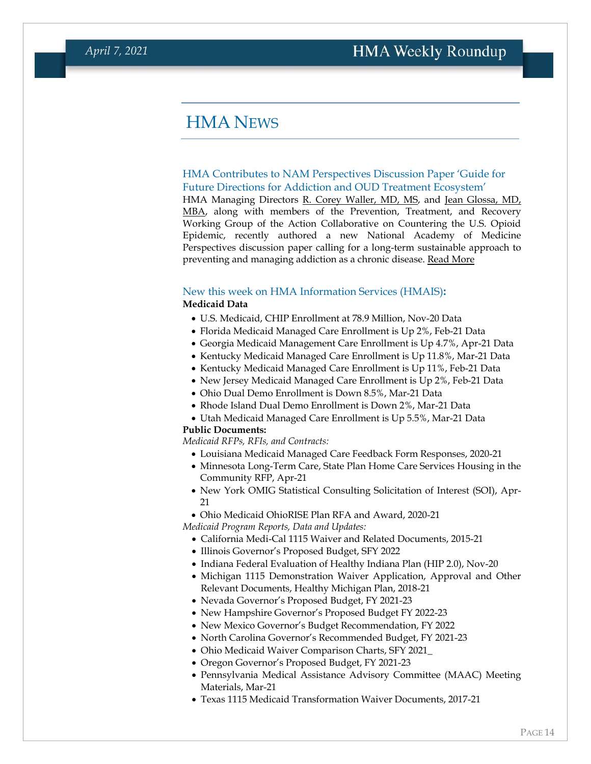# HMA News

### HMA Contributes to NAM Perspectives Discussion Paper 'Guide for Future Directions for Addiction and OUD Treatment Ecosystem'

HMA Managing Directors R. Corey Waller, MD, MS, and Jean Glossa, MD, MBA, along with members of the Prevention, Treatment, and Recovery Working Group of the Action Collaborative on Countering the U.S. Opioid Epidemic, recently authored a new National Academy of Medicine Perspectives discussion paper calling for a long-term sustainable approach to preventing and managing addiction as a chronic disease. Read More

### New this week on HMA Information Services (HMAIS):

**Medicaid Data**

- U.S. Medicaid, CHIP Enrollment at 78.9 Million, Nov-20 Data
- Florida Medicaid Managed Care Enrollment is Up 2%, Feb-21 Data
- Georgia Medicaid Management Care Enrollment is Up 4.7%, Apr-21 Data
- Kentucky Medicaid Managed Care Enrollment is Up 11.8%, Mar-21 Data
- Kentucky Medicaid Managed Care Enrollment is Up 11%, Feb-21 Data
- New Jersey Medicaid Managed Care Enrollment is Up 2%, Feb-21 Data
- Ohio Dual Demo Enrollment is Down 8.5%, Mar-21 Data
- Rhode Island Dual Demo Enrollment is Down 2%, Mar-21 Data
- Utah Medicaid Managed Care Enrollment is Up 5.5%, Mar-21 Data

**Public Documents:**

*Medicaid RFPs, RFIs, and Contracts:*

- Louisiana Medicaid Managed Care Feedback Form Responses, 2020-21
- Minnesota Long-Term Care, State Plan Home Care Services Housing in the Community RFP, Apr-21
- New York OMIG Statistical Consulting Solicitation of Interest (SOI), Apr-21
- Ohio Medicaid OhioRISE Plan RFA and Award, 2020-21

*Medicaid Program Reports, Data and Updates:*

- California Medi-Cal 1115 Waiver and Related Documents, 2015-21
- Illinois Governor's Proposed Budget, SFY 2022
- Indiana Federal Evaluation of Healthy Indiana Plan (HIP 2.0), Nov-20
- Michigan 1115 Demonstration Waiver Application, Approval and Other Relevant Documents, Healthy Michigan Plan, 2018-21
- Nevada Governor's Proposed Budget, FY 2021-23
- New Hampshire Governor's Proposed Budget FY 2022-23
- New Mexico Governor's Budget Recommendation, FY 2022
- North Carolina Governor's Recommended Budget, FY 2021-23
- Ohio Medicaid Waiver Comparison Charts, SFY 2021_
- Oregon Governor's Proposed Budget, FY 2021-23
- Pennsylvania Medical Assistance Advisory Committee (MAAC) Meeting Materials, Mar-21
- Texas 1115 Medicaid Transformation Waiver Documents, 2017-21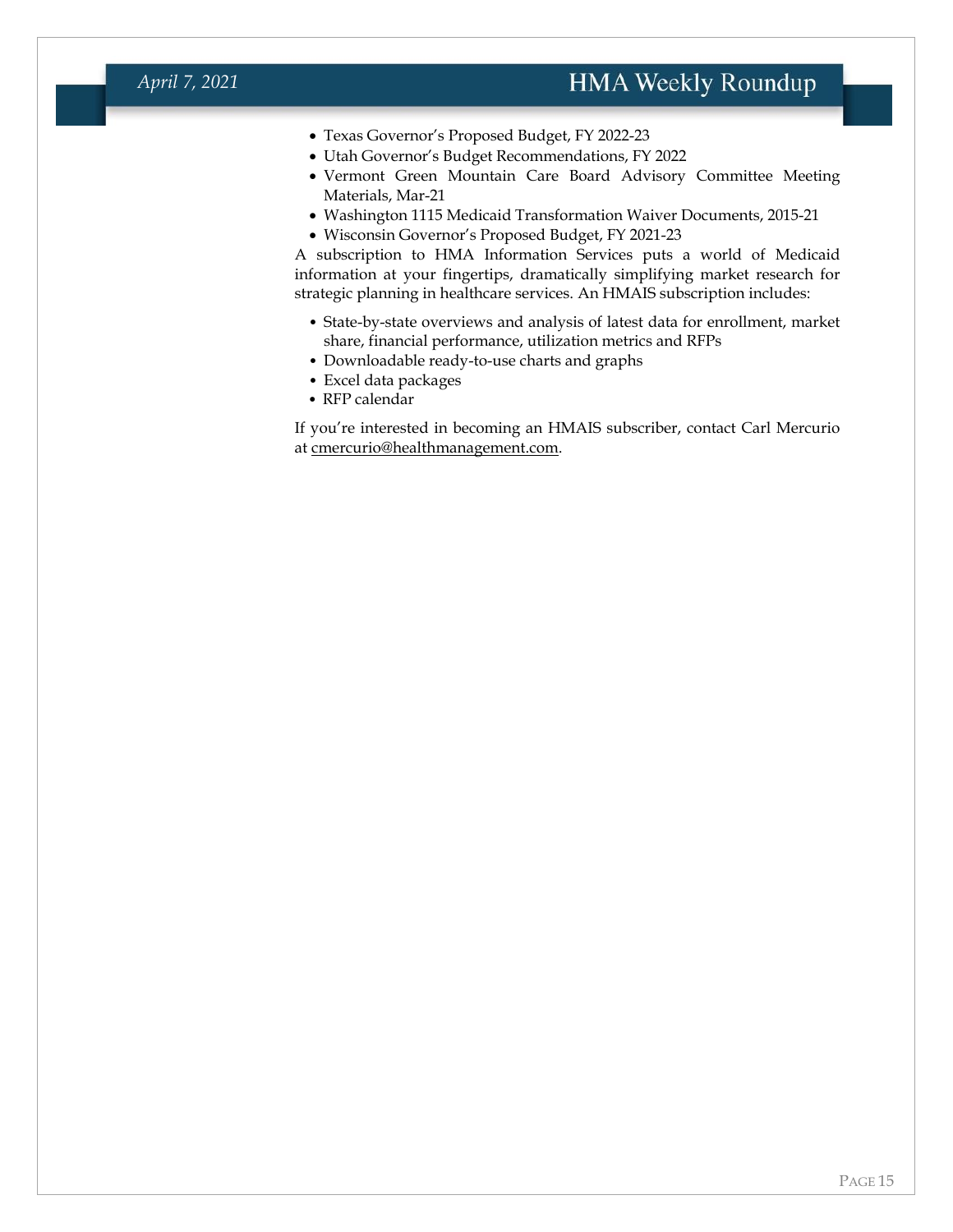- Texas Governor's Proposed Budget, FY 2022-23
- Utah Governor's Budget Recommendations, FY 2022
- Vermont Green Mountain Care Board Advisory Committee Meeting Materials, Mar-21
- Washington 1115 Medicaid Transformation Waiver Documents, 2015-21
- Wisconsin Governor's Proposed Budget, FY 2021-23

A subscription to HMA Information Services puts a world of Medicaid information at your fingertips, dramatically simplifying market research for strategic planning in healthcare services. An HMAIS subscription includes:

- State-by-state overviews and analysis of latest data for enrollment, market share, financial performance, utilization metrics and RFPs
- Downloadable ready-to-use charts and graphs
- Excel data packages
- RFP calendar

If you're interested in becoming an HMAIS subscriber, contact Carl Mercurio at cmercurio@healthmanagement.com.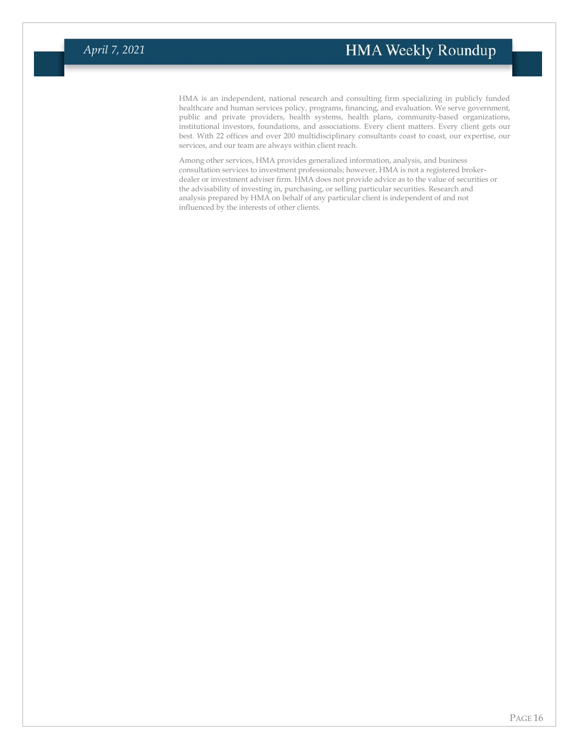HMA is an independent, national research and consulting firm specializing in publicly funded healthcare and human services policy, programs, financing, and evaluation. We serve government, public and private providers, health systems, health plans, community-based organizations, institutional investors, foundations, and associations. Every client matters. Every client gets our best. With 22 offices and over 200 multidisciplinary consultants coast to coast, our expertise, our services, and our team are always within client reach.

Among other services, HMA provides generalized information, analysis, and business consultation services to investment professionals; however, HMA is not a registered broker-dealer or investment adviser firm. HMA does not provide advice as to the value of securities or the advisability of investing in, purchasing, or selling particular securities. Research and analysis prepared by HMA on behalf of any particular client is independent of and not influenced by the interests of other clients.